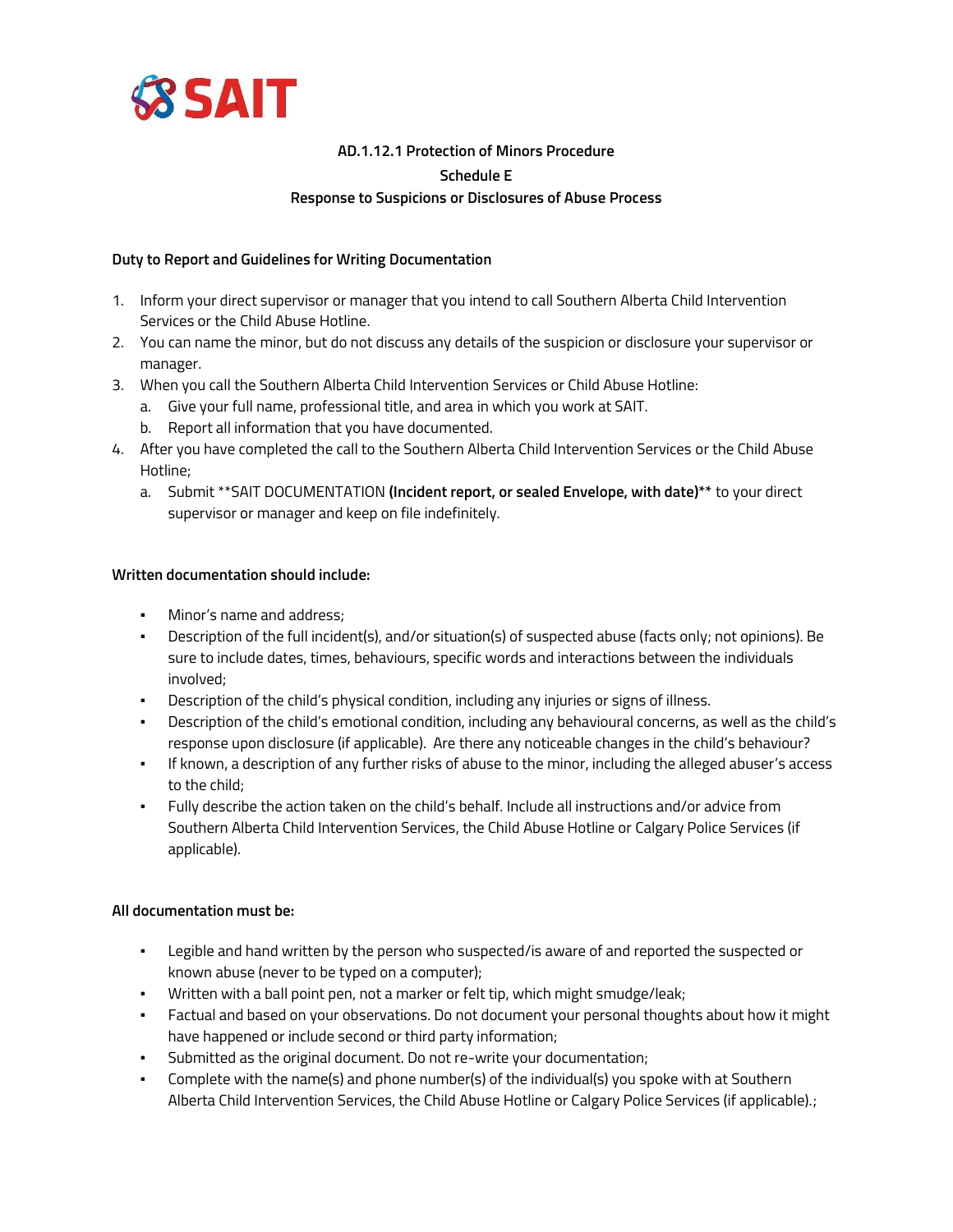**AD.1.12.1 Protection of Minors Procedure**

**Schedule E**

**Response to Suspicions or Disclosures of Abuse Process**

**Duty to Report and Guidelines for Writing Documentation**

1. Inform your direct supervisor or manager that you intend to call Southern Alberta Child Intervention Services or the Child Abuse Hotline.
2. You can name the minor, but do not discuss any details of the suspicion or disclosure your supervisor or manager.
3. When you call the Southern Alberta Child Intervention Services or Child Abuse Hotline:
   a. Give your full name, professional title, and area in which you work at SAIT.
   b. Report all information that you have documented.
4. After you have completed the call to the Southern Alberta Child Intervention Services or the Child Abuse Hotline;
   a. Submit **SAIT DOCUMENTATION **(Incident report, or sealed Envelope, with date)**** to your direct supervisor or manager and keep on file indefinitely.

**Written documentation should include:**

- Minor's name and address;
- Description of the full incident(s), and/or situation(s) of suspected abuse (facts only; not opinions). Be sure to include dates, times, behaviours, specific words and interactions between the individuals involved;
- Description of the child's physical condition, including any injuries or signs of illness.
- Description of the child's emotional condition, including any behavioural concerns, as well as the child's response upon disclosure (if applicable). Are there any noticeable changes in the child's behaviour?
- If known, a description of any further risks of abuse to the minor, including the alleged abuser's access to the child;
- Fully describe the action taken on the child's behalf. Include all instructions and/or advice from Southern Alberta Child Intervention Services, the Child Abuse Hotline or Calgary Police Services (if applicable).

**All documentation must be:**

- Legible and hand written by the person who suspected/is aware of and reported the suspected or known abuse (never to be typed on a computer);
- Written with a ball point pen, not a marker or felt tip, which might smudge/leak;
- Factual and based on your observations. Do not document your personal thoughts about how it might have happened or include second or third party information;
- Submitted as the original document. Do not re-write your documentation;
- Complete with the name(s) and phone number(s) of the individual(s) you spoke with at Southern Alberta Child Intervention Services, the Child Abuse Hotline or Calgary Police Services (if applicable).;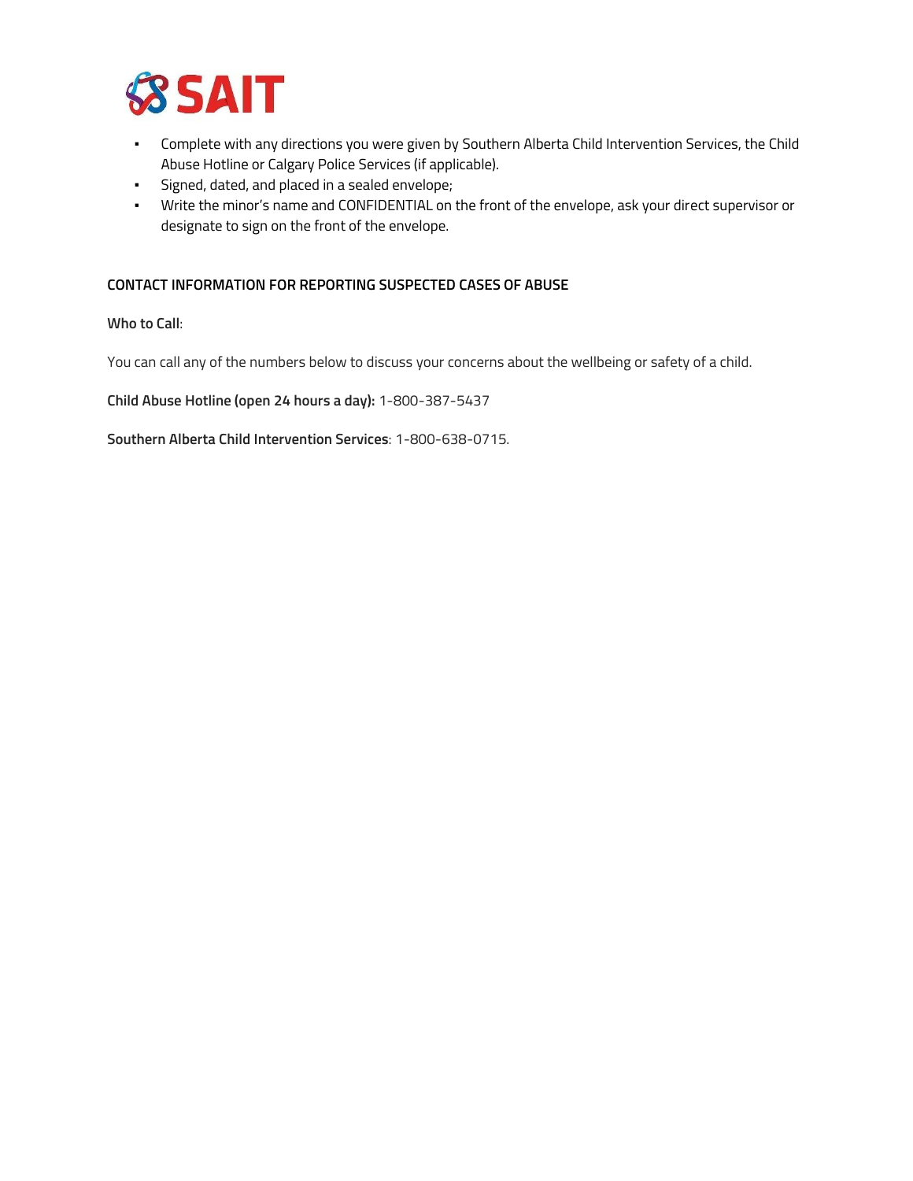- Complete with any directions you were given by Southern Alberta Child Intervention Services, the Child Abuse Hotline or Calgary Police Services (if applicable).
- Signed, dated, and placed in a sealed envelope;
- Write the minor's name and CONFIDENTIAL on the front of the envelope, ask your direct supervisor or designate to sign on the front of the envelope.

**CONTACT INFORMATION FOR REPORTING SUSPECTED CASES OF ABUSE**

**Who to Call**:

You can call any of the numbers below to discuss your concerns about the wellbeing or safety of a child.

**Child Abuse Hotline (open 24 hours a day):** 1-800-387-5437

**Southern Alberta Child Intervention Services**: 1-800-638-0715.